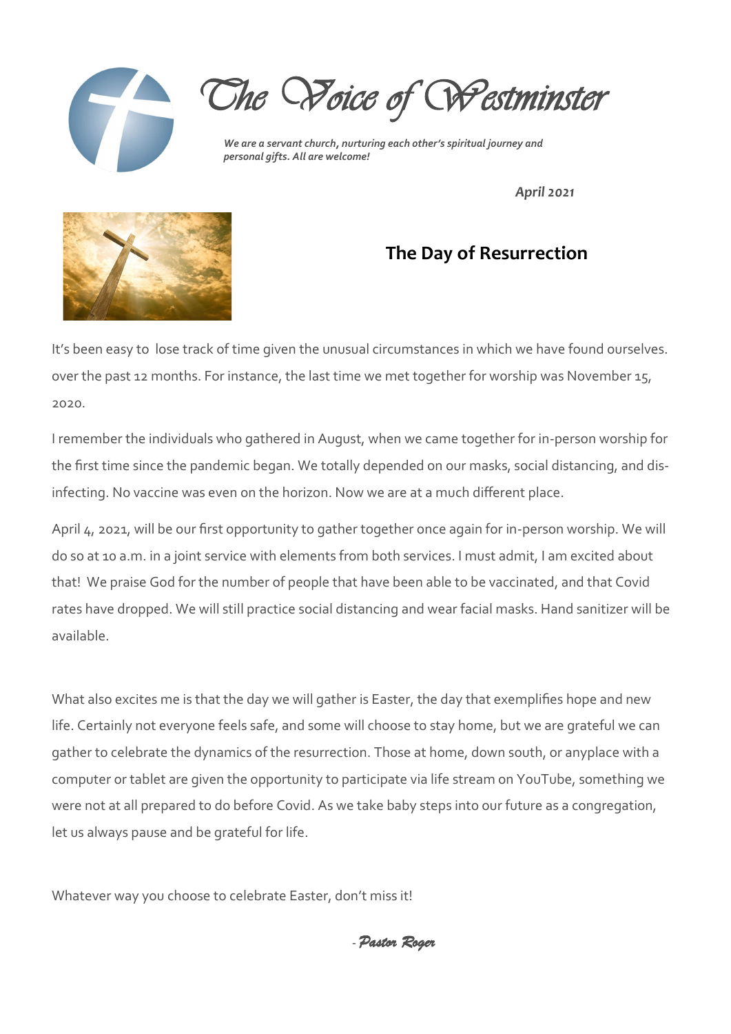# The Voice of Westminster

***We are a servant church, nurturing each other's spiritual journey and personal gifts. All are welcome!***

***April 2021***

## The Day of Resurrection

It's been easy to lose track of time given the unusual circumstances in which we have found ourselves. over the past 12 months. For instance, the last time we met together for worship was November 15, 2020.

I remember the individuals who gathered in August, when we came together for in-person worship for the first time since the pandemic began. We totally depended on our masks, social distancing, and dis-infecting. No vaccine was even on the horizon. Now we are at a much different place.

April 4, 2021, will be our first opportunity to gather together once again for in-person worship. We will do so at 10 a.m. in a joint service with elements from both services. I must admit, I am excited about that! We praise God for the number of people that have been able to be vaccinated, and that Covid rates have dropped. We will still practice social distancing and wear facial masks. Hand sanitizer will be available.

What also excites me is that the day we will gather is Easter, the day that exemplifies hope and new life. Certainly not everyone feels safe, and some will choose to stay home, but we are grateful we can gather to celebrate the dynamics of the resurrection. Those at home, down south, or anyplace with a computer or tablet are given the opportunity to participate via life stream on YouTube, something we were not at all prepared to do before Covid. As we take baby steps into our future as a congregation, let us always pause and be grateful for life.

Whatever way you choose to celebrate Easter, don't miss it!

*- Pastor Roger*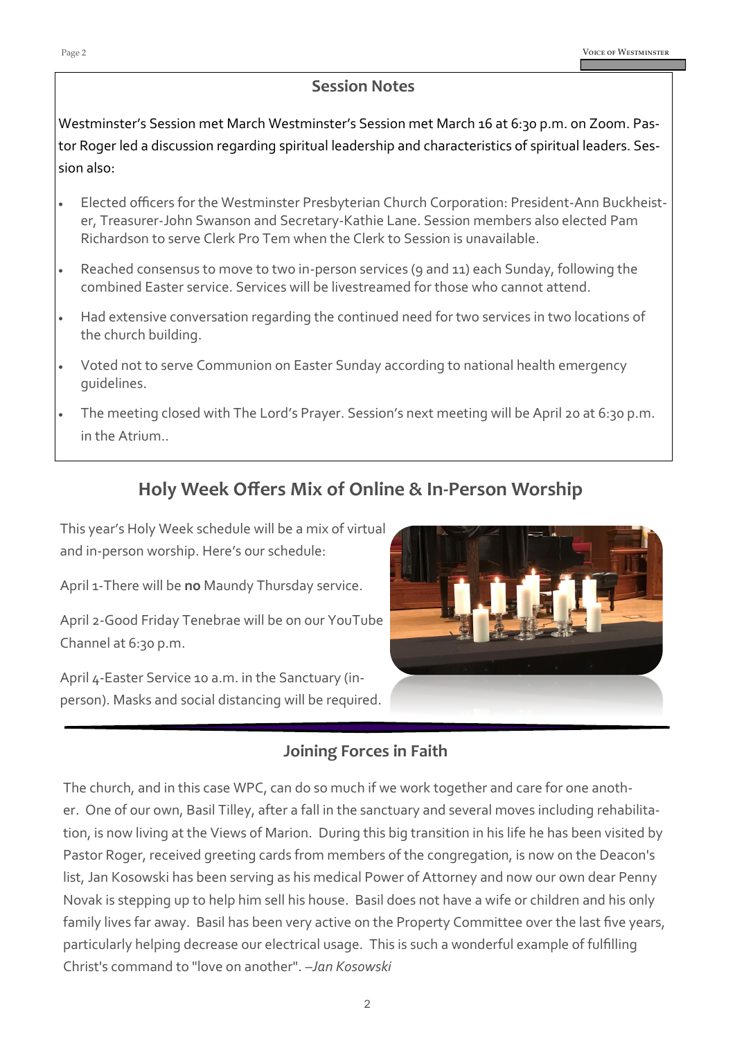## Session Notes

Westminster's Session met March Westminster's Session met March 16 at 6:30 p.m. on Zoom. Pastor Roger led a discussion regarding spiritual leadership and characteristics of spiritual leaders. Session also:

- Elected officers for the Westminster Presbyterian Church Corporation: President-Ann Buckheister, Treasurer-John Swanson and Secretary-Kathie Lane. Session members also elected Pam Richardson to serve Clerk Pro Tem when the Clerk to Session is unavailable.
- Reached consensus to move to two in-person services (9 and 11) each Sunday, following the combined Easter service. Services will be livestreamed for those who cannot attend.
- Had extensive conversation regarding the continued need for two services in two locations of the church building.
- Voted not to serve Communion on Easter Sunday according to national health emergency guidelines.
- The meeting closed with The Lord's Prayer. Session's next meeting will be April 20 at 6:30 p.m. in the Atrium..

## Holy Week Offers Mix of Online & In-Person Worship

This year's Holy Week schedule will be a mix of virtual and in-person worship. Here's our schedule:

April 1-There will be **no** Maundy Thursday service.

April 2-Good Friday Tenebrae will be on our YouTube Channel at 6:30 p.m.

April 4-Easter Service 10 a.m. in the Sanctuary (in-person). Masks and social distancing will be required.

## Joining Forces in Faith

The church, and in this case WPC, can do so much if we work together and care for one another. One of our own, Basil Tilley, after a fall in the sanctuary and several moves including rehabilitation, is now living at the Views of Marion. During this big transition in his life he has been visited by Pastor Roger, received greeting cards from members of the congregation, is now on the Deacon's list, Jan Kosowski has been serving as his medical Power of Attorney and now our own dear Penny Novak is stepping up to help him sell his house. Basil does not have a wife or children and his only family lives far away. Basil has been very active on the Property Committee over the last five years, particularly helping decrease our electrical usage. This is such a wonderful example of fulfilling Christ's command to "love on another". *–Jan Kosowski*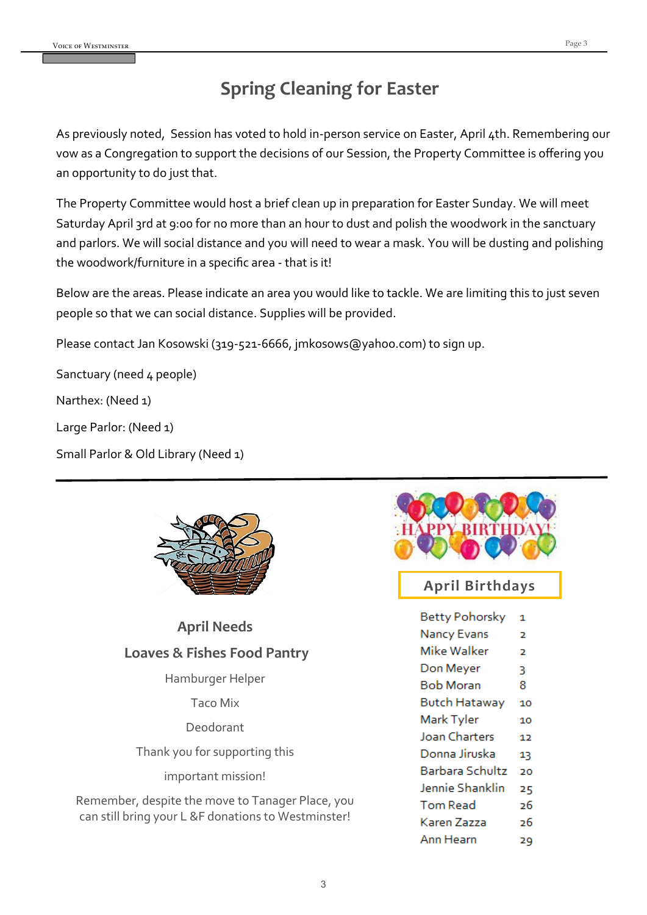# Spring Cleaning for Easter

As previously noted, Session has voted to hold in-person service on Easter, April 4th. Remembering our vow as a Congregation to support the decisions of our Session, the Property Committee is offering you an opportunity to do just that.

The Property Committee would host a brief clean up in preparation for Easter Sunday. We will meet Saturday April 3rd at 9:00 for no more than an hour to dust and polish the woodwork in the sanctuary and parlors. We will social distance and you will need to wear a mask. You will be dusting and polishing the woodwork/furniture in a specific area - that is it!

Below are the areas. Please indicate an area you would like to tackle. We are limiting this to just seven people so that we can social distance. Supplies will be provided.

Please contact Jan Kosowski (319-521-6666, jmkosows@yahoo.com) to sign up.

Sanctuary (need 4 people)

Narthex: (Need 1)

Large Parlor: (Need 1)

Small Parlor & Old Library (Need 1)

---

## April Needs

## Loaves & Fishes Food Pantry

Hamburger Helper

Taco Mix

Deodorant

Thank you for supporting this important mission!

Remember, despite the move to Tanager Place, you can still bring your L &F donations to Westminster!

## April Birthdays

| | |
|---|---|
| Betty Pohorsky | 1 |
| Nancy Evans | 2 |
| Mike Walker | 2 |
| Don Meyer | 3 |
| Bob Moran | 8 |
| Butch Hataway | 10 |
| Mark Tyler | 10 |
| Joan Charters | 12 |
| Donna Jiruska | 13 |
| Barbara Schultz | 20 |
| Jennie Shanklin | 25 |
| Tom Read | 26 |
| Karen Zazza | 26 |
| Ann Hearn | 29 |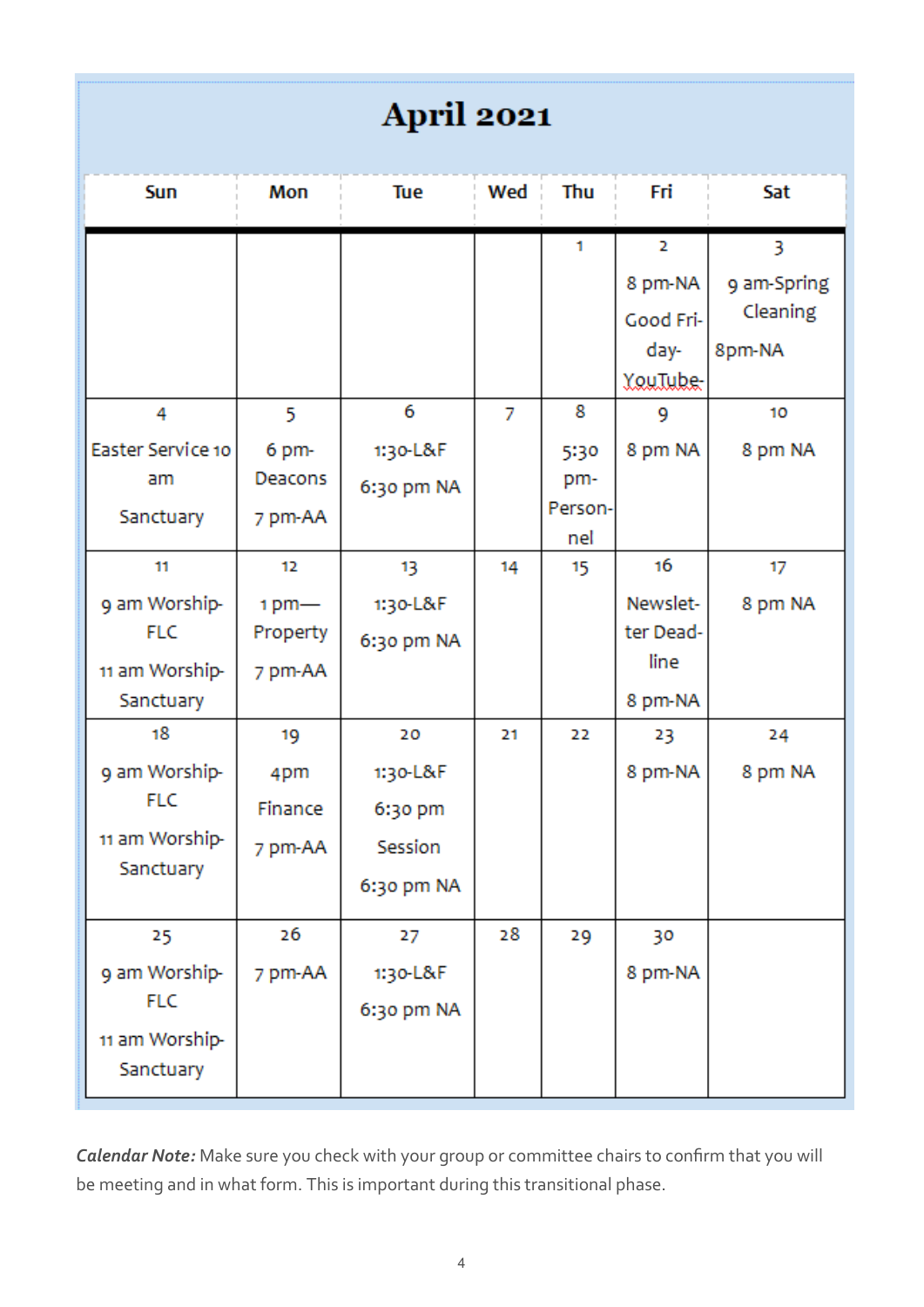# April 2021

| Sun | Mon | Tue | Wed | Thu | Fri | Sat |
|---|---|---|---|---|---|---|
| | | | | 1 | 2<br>8 pm-NA<br>Good Friday-YouTube | 3<br>9 am-Spring Cleaning<br>8pm-NA |
| 4<br>Easter Service 10 am<br>Sanctuary | 5<br>6 pm-Deacons<br>7 pm-AA | 6<br>1:30-L&F<br>6:30 pm NA | 7 | 8<br>5:30 pm-Personnel | 9<br>8 pm NA | 10<br>8 pm NA |
| 11<br>9 am Worship-FLC<br>11 am Worship-Sanctuary | 12<br>1 pm—Property<br>7 pm-AA | 13<br>1:30-L&F<br>6:30 pm NA | 14 | 15 | 16<br>Newsletter Deadline<br>8 pm-NA | 17<br>8 pm NA |
| 18<br>9 am Worship-FLC<br>11 am Worship-Sanctuary | 19<br>4pm Finance<br>7 pm-AA | 20<br>1:30-L&F<br>6:30 pm Session<br>6:30 pm NA | 21 | 22 | 23<br>8 pm-NA | 24<br>8 pm NA |
| 25<br>9 am Worship-FLC<br>11 am Worship-Sanctuary | 26<br>7 pm-AA | 27<br>1:30-L&F<br>6:30 pm NA | 28 | 29 | 30<br>8 pm-NA | |

***Calendar Note:*** Make sure you check with your group or committee chairs to confirm that you will be meeting and in what form. This is important during this transitional phase.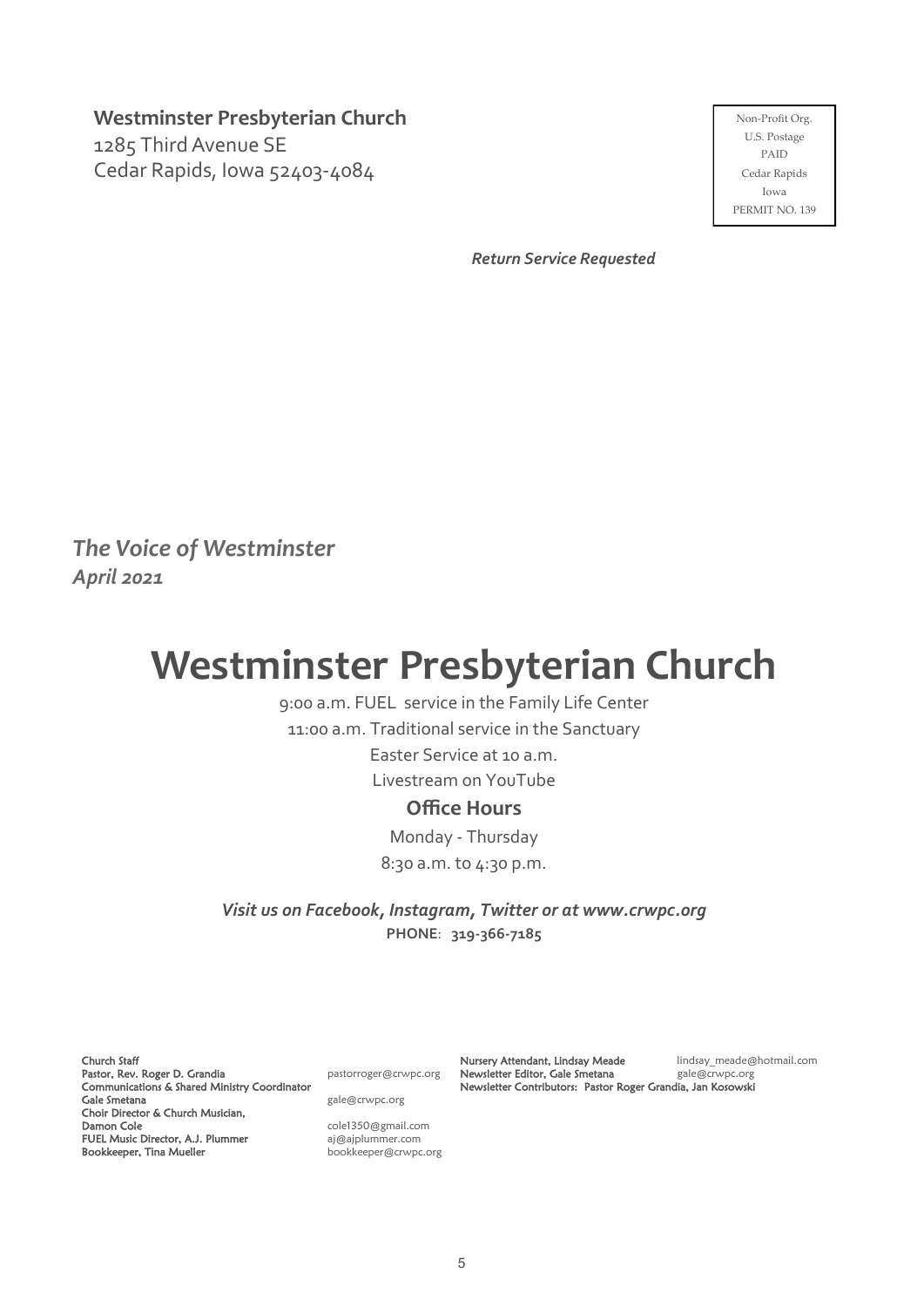**Westminster Presbyterian Church**
1285 Third Avenue SE
Cedar Rapids, Iowa 52403-4084

Non-Profit Org.
U.S. Postage
PAID
Cedar Rapids
Iowa
PERMIT NO. 139

***Return Service Requested***

***The Voice of Westminster***
***April 2021***

# Westminster Presbyterian Church

9:00 a.m. FUEL service in the Family Life Center

11:00 a.m. Traditional service in the Sanctuary

Easter Service at 10 a.m.

Livestream on YouTube

## Office Hours

Monday - Thursday

8:30 a.m. to 4:30 p.m.

***Visit us on Facebook, Instagram, Twitter or at www.crwpc.org***

**PHONE**: **319-366-7185**

Church Staff
Pastor, Rev. Roger D. Grandia — pastorroger@crwpc.org
Communications & Shared Ministry Coordinator
Gale Smetana — gale@crwpc.org
Choir Director & Church Musician,
Damon Cole — cole1350@gmail.com
FUEL Music Director, A.J. Plummer — aj@ajplummer.com
Bookkeeper, Tina Mueller — bookkeeper@crwpc.org

Nursery Attendant, Lindsay Meade — lindsay_meade@hotmail.com
Newsletter Editor, Gale Smetana — gale@crwpc.org
Newsletter Contributors: Pastor Roger Grandia, Jan Kosowski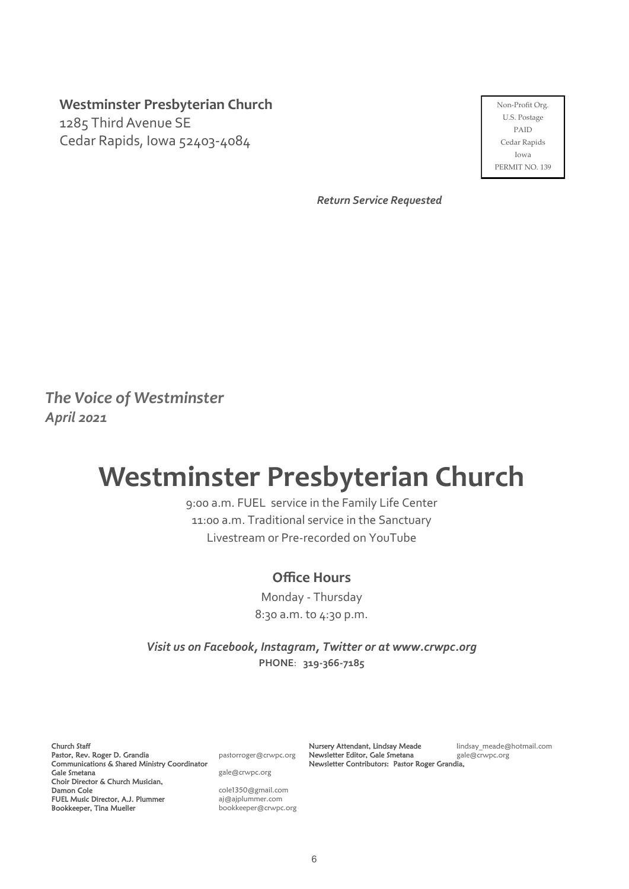**Westminster Presbyterian Church**
1285 Third Avenue SE
Cedar Rapids, Iowa 52403-4084

Non-Profit Org.
U.S. Postage
PAID
Cedar Rapids
Iowa
PERMIT NO. 139

***Return Service Requested***

***The Voice of Westminster***
***April 2021***

# Westminster Presbyterian Church

9:00 a.m. FUEL service in the Family Life Center
11:00 a.m. Traditional service in the Sanctuary
Livestream or Pre-recorded on YouTube

## Office Hours

Monday - Thursday
8:30 a.m. to 4:30 p.m.

***Visit us on Facebook, Instagram, Twitter or at www.crwpc.org***
**PHONE**: **319-366-7185**

| | |
|---|---|
| **Church Staff** | |
| **Pastor, Rev. Roger D. Grandia** | pastorroger@crwpc.org |
| **Communications & Shared Ministry Coordinator Gale Smetana** | gale@crwpc.org |
| **Choir Director & Church Musician, Damon Cole** | cole1350@gmail.com |
| **FUEL Music Director, A.J. Plummer** | aj@ajplummer.com |
| **Bookkeeper, Tina Mueller** | bookkeeper@crwpc.org |
| **Nursery Attendant, Lindsay Meade** | lindsay_meade@hotmail.com |
| **Newsletter Editor, Gale Smetana** | gale@crwpc.org |
| **Newsletter Contributors: Pastor Roger Grandia,** | |